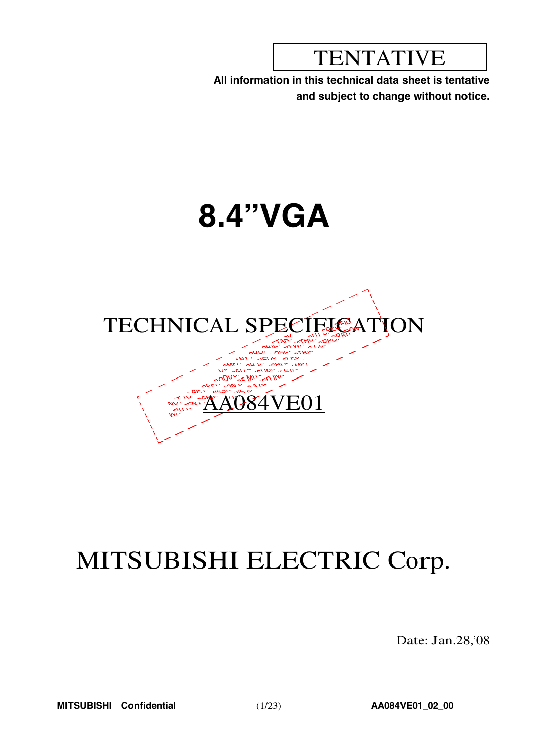TENTATIVE

**All information in this technical data sheet is tentative and subject to change without notice.**

# 8.4”VGA

## TECHNICAL SPECIFICATION

COMPANY PROPRIETARY
NOT TO BE REPRODUCED OR DISCLOSED WITHOUT SPECIFIC WRITTEN PERMISSION OF MITSUBISHI ELECTRIC CORPORATION
(THIS IS A RED INK STAMP)

## AA084VE01

# MITSUBISHI ELECTRIC Corp.

Date: Jan.28,'08

**MITSUBISHI Confidential**　　**AA084VE01_02_00**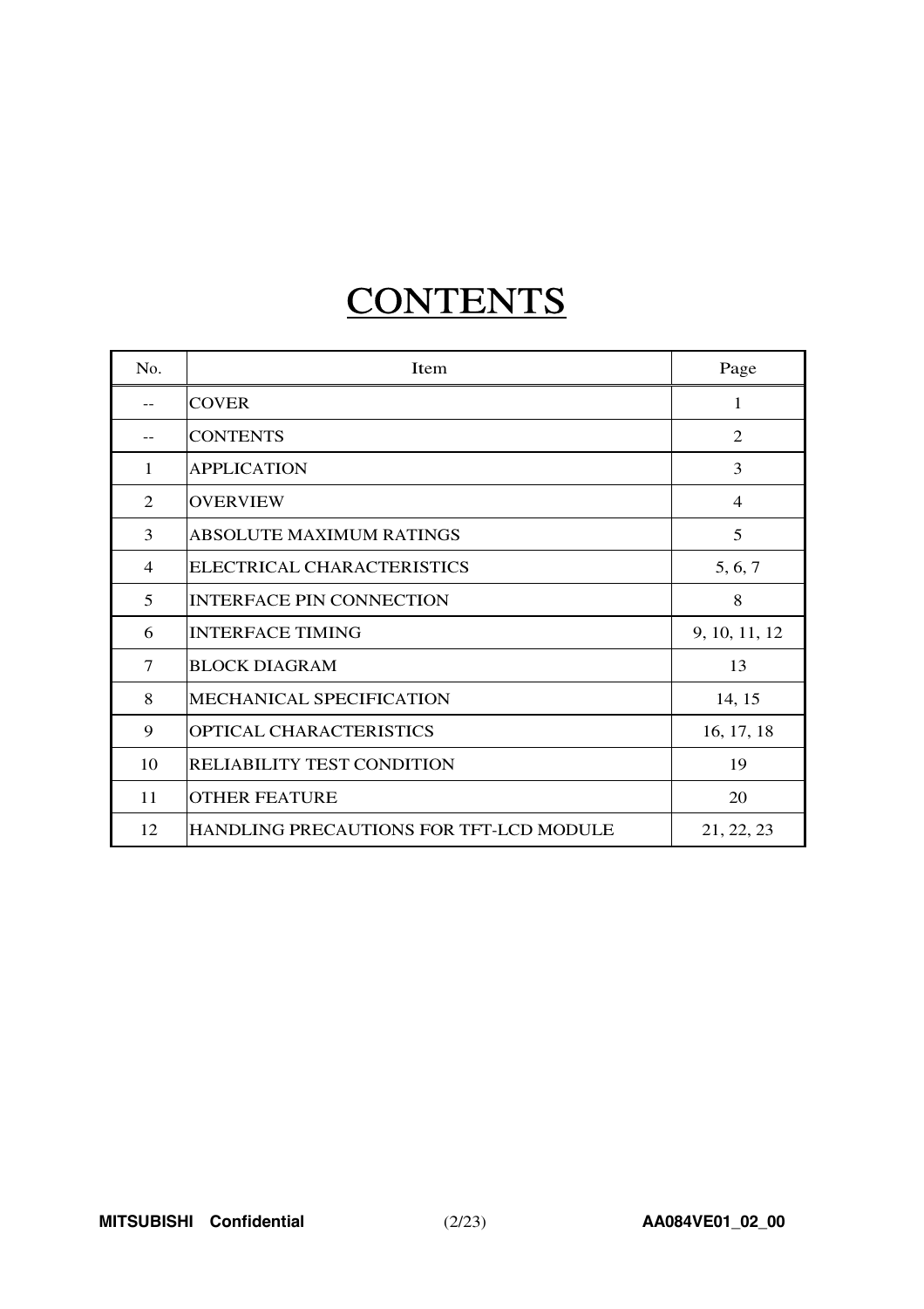# CONTENTS

| No. | Item | Page |
|---|---|---|
| -- | COVER | 1 |
| -- | CONTENTS | 2 |
| 1 | APPLICATION | 3 |
| 2 | OVERVIEW | 4 |
| 3 | ABSOLUTE MAXIMUM RATINGS | 5 |
| 4 | ELECTRICAL CHARACTERISTICS | 5, 6, 7 |
| 5 | INTERFACE PIN CONNECTION | 8 |
| 6 | INTERFACE TIMING | 9, 10, 11, 12 |
| 7 | BLOCK DIAGRAM | 13 |
| 8 | MECHANICAL SPECIFICATION | 14, 15 |
| 9 | OPTICAL CHARACTERISTICS | 16, 17, 18 |
| 10 | RELIABILITY TEST CONDITION | 19 |
| 11 | OTHER FEATURE | 20 |
| 12 | HANDLING PRECAUTIONS FOR TFT-LCD MODULE | 21, 22, 23 |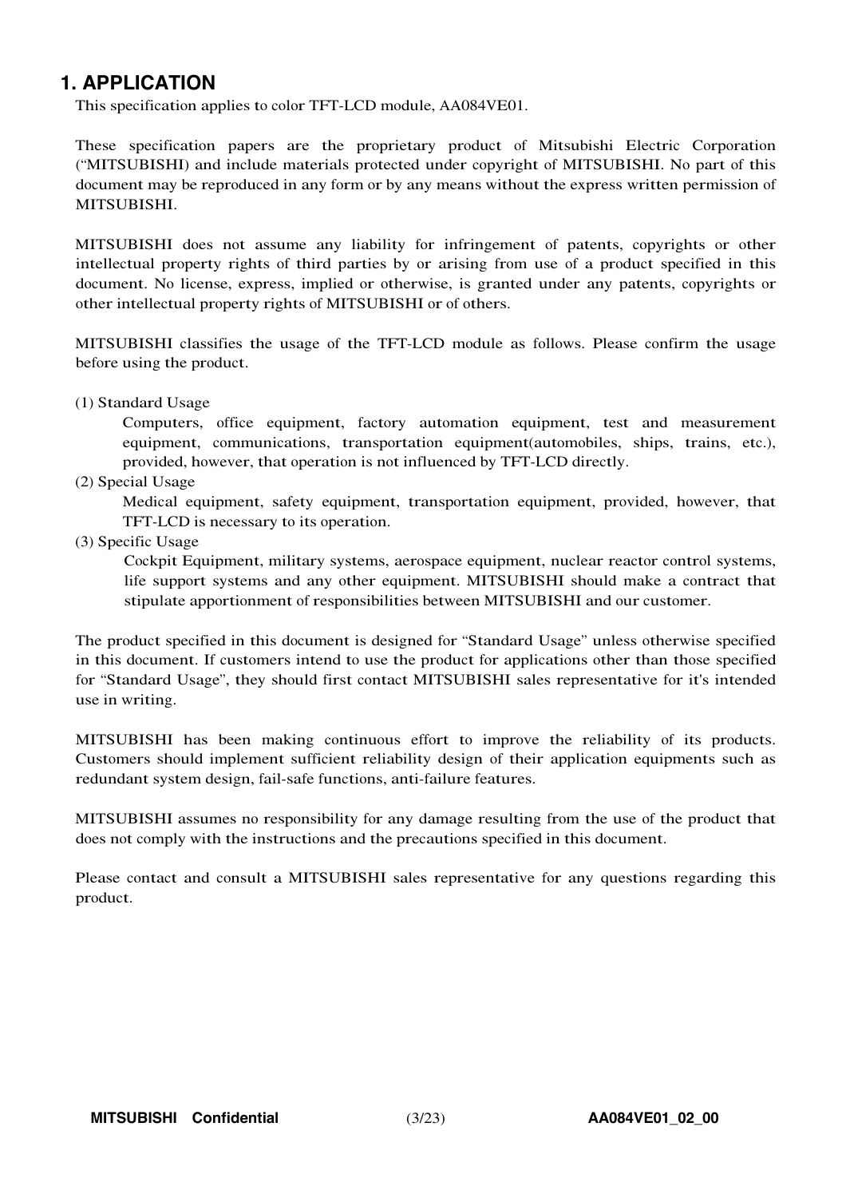# 1. APPLICATION

This specification applies to color TFT-LCD module, AA084VE01.

These specification papers are the proprietary product of Mitsubishi Electric Corporation (“MITSUBISHI) and include materials protected under copyright of MITSUBISHI. No part of this document may be reproduced in any form or by any means without the express written permission of MITSUBISHI.

MITSUBISHI does not assume any liability for infringement of patents, copyrights or other intellectual property rights of third parties by or arising from use of a product specified in this document. No license, express, implied or otherwise, is granted under any patents, copyrights or other intellectual property rights of MITSUBISHI or of others.

MITSUBISHI classifies the usage of the TFT-LCD module as follows. Please confirm the usage before using the product.

(1) Standard Usage

Computers, office equipment, factory automation equipment, test and measurement equipment, communications, transportation equipment(automobiles, ships, trains, etc.), provided, however, that operation is not influenced by TFT-LCD directly.

(2) Special Usage

Medical equipment, safety equipment, transportation equipment, provided, however, that TFT-LCD is necessary to its operation.

(3) Specific Usage

Cockpit Equipment, military systems, aerospace equipment, nuclear reactor control systems, life support systems and any other equipment. MITSUBISHI should make a contract that stipulate apportionment of responsibilities between MITSUBISHI and our customer.

The product specified in this document is designed for “Standard Usage” unless otherwise specified in this document. If customers intend to use the product for applications other than those specified for “Standard Usage”, they should first contact MITSUBISHI sales representative for it's intended use in writing.

MITSUBISHI has been making continuous effort to improve the reliability of its products. Customers should implement sufficient reliability design of their application equipments such as redundant system design, fail-safe functions, anti-failure features.

MITSUBISHI assumes no responsibility for any damage resulting from the use of the product that does not comply with the instructions and the precautions specified in this document.

Please contact and consult a MITSUBISHI sales representative for any questions regarding this product.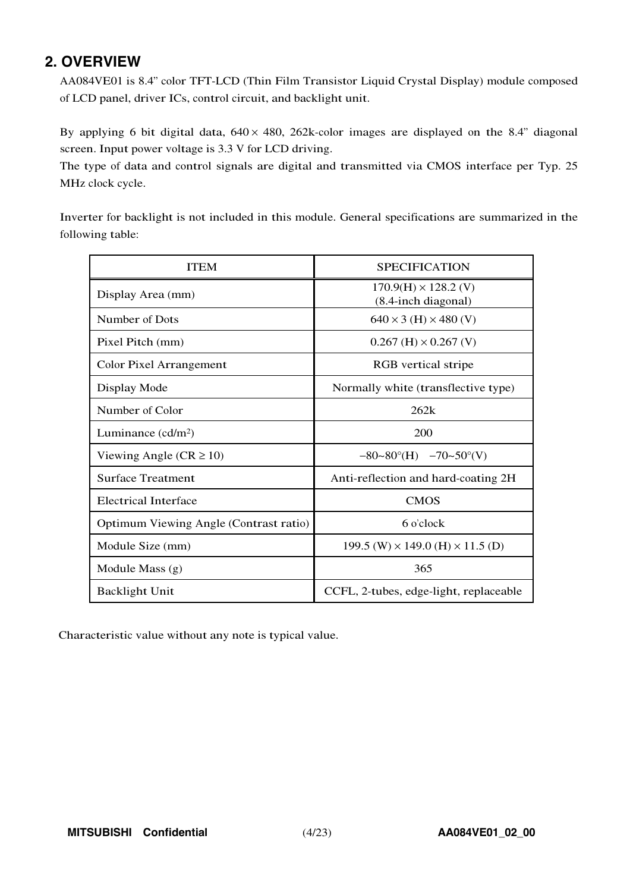## 2. OVERVIEW

AA084VE01 is 8.4" color TFT-LCD (Thin Film Transistor Liquid Crystal Display) module composed of LCD panel, driver ICs, control circuit, and backlight unit.

By applying 6 bit digital data, 640 × 480, 262k-color images are displayed on the 8.4" diagonal screen. Input power voltage is 3.3 V for LCD driving.
The type of data and control signals are digital and transmitted via CMOS interface per Typ. 25 MHz clock cycle.

Inverter for backlight is not included in this module. General specifications are summarized in the following table:

| ITEM | SPECIFICATION |
|---|---|
| Display Area (mm) | 170.9(H) × 128.2 (V) (8.4-inch diagonal) |
| Number of Dots | 640 × 3 (H) × 480 (V) |
| Pixel Pitch (mm) | 0.267 (H) × 0.267 (V) |
| Color Pixel Arrangement | RGB vertical stripe |
| Display Mode | Normally white (transflective type) |
| Number of Color | 262k |
| Luminance (cd/m$^2$) | 200 |
| Viewing Angle (CR ≥ 10) | −80~80°(H) −70~50°(V) |
| Surface Treatment | Anti-reflection and hard-coating 2H |
| Electrical Interface | CMOS |
| Optimum Viewing Angle (Contrast ratio) | 6 o'clock |
| Module Size (mm) | 199.5 (W) × 149.0 (H) × 11.5 (D) |
| Module Mass (g) | 365 |
| Backlight Unit | CCFL, 2-tubes, edge-light, replaceable |

Characteristic value without any note is typical value.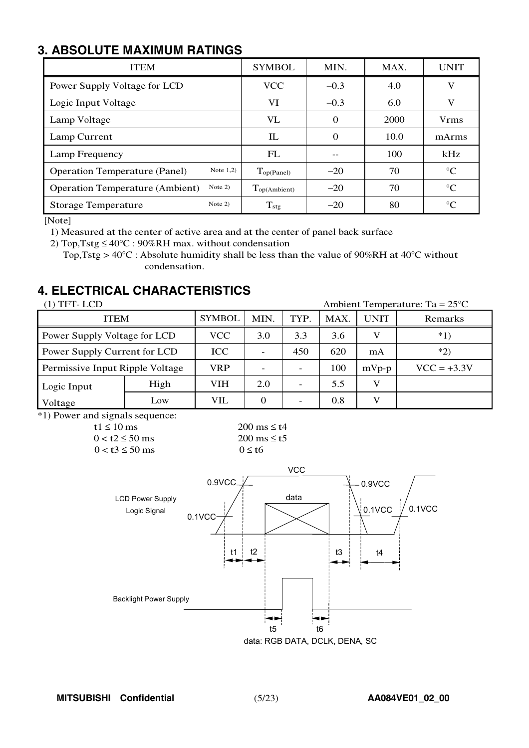## 3. ABSOLUTE MAXIMUM RATINGS

| ITEM | | SYMBOL | MIN. | MAX. | UNIT |
|---|---|---|---|---|---|
| Power Supply Voltage for LCD | | VCC | −0.3 | 4.0 | V |
| Logic Input Voltage | | VI | −0.3 | 6.0 | V |
| Lamp Voltage | | VL | 0 | 2000 | Vrms |
| Lamp Current | | IL | 0 | 10.0 | mArms |
| Lamp Frequency | | FL | -- | 100 | kHz |
| Operation Temperature (Panel) | Note 1,2) | $T_{op(Panel)}$ | −20 | 70 | °C |
| Operation Temperature (Ambient) | Note 2) | $T_{op(Ambient)}$ | −20 | 70 | °C |
| Storage Temperature | Note 2) | $T_{stg}$ | −20 | 80 | °C |

[Note]

1) Measured at the center of active area and at the center of panel back surface

2) Top,Tstg ≤ 40°C : 90%RH max. without condensation

Top,Tstg > 40°C : Absolute humidity shall be less than the value of 90%RH at 40°C without condensation.

## 4. ELECTRICAL CHARACTERISTICS

(1) TFT- LCD

Ambient Temperature: Ta = 25°C

| ITEM | | SYMBOL | MIN. | TYP. | MAX. | UNIT | Remarks |
|---|---|---|---|---|---|---|---|
| Power Supply Voltage for LCD | | VCC | 3.0 | 3.3 | 3.6 | V | *1) |
| Power Supply Current for LCD | | ICC | - | 450 | 620 | mA | *2) |
| Permissive Input Ripple Voltage | | VRP | - | - | 100 | mVp-p | VCC = +3.3V |
| Logic Input Voltage | High | VIH | 2.0 | - | 5.5 | V | |
| | Low | VIL | 0 | - | 0.8 | V | |

*1) Power and signals sequence:

$t1 \leq 10$ ms　　$200$ ms $\leq t4$

$0 < t2 \leq 50$ ms　　$200$ ms $\leq t5$

$0 < t3 \leq 50$ ms　　$0 \leq t6$

VCC
0.9VCC
0.9VCC
data
LCD Power Supply
Logic Signal
0.1VCC
0.1VCC
0.1VCC
t1
t2
t3
t4
Backlight Power Supply
t5
t6

data: RGB DATA, DCLK, DENA, SC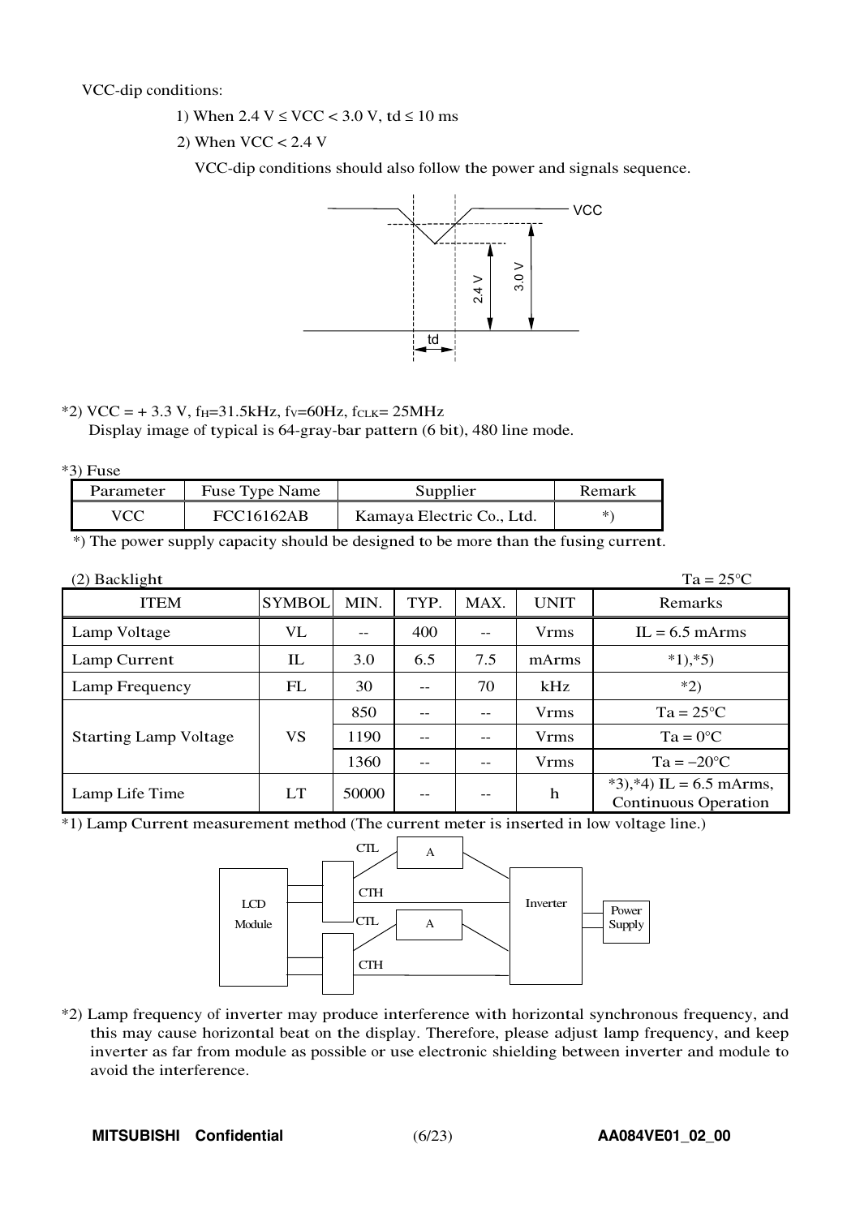VCC-dip conditions:

1) When 2.4 V ≤ VCC < 3.0 V, td ≤ 10 ms

2) When VCC < 2.4 V

VCC-dip conditions should also follow the power and signals sequence.

VCC

2.4 V

3.0 V

td

*2) VCC = + 3.3 V, $f_H$=31.5kHz, $f_V$=60Hz, $f_{CLK}$= 25MHz
Display image of typical is 64-gray-bar pattern (6 bit), 480 line mode.

*3) Fuse

| Parameter | Fuse Type Name | Supplier | Remark |
|---|---|---|---|
| VCC | FCC16162AB | Kamaya Electric Co., Ltd. | *) |

*) The power supply capacity should be designed to be more than the fusing current.

(2) Backlight  Ta = 25°C

| ITEM | SYMBOL | MIN. | TYP. | MAX. | UNIT | Remarks |
|---|---|---|---|---|---|---|
| Lamp Voltage | VL | -- | 400 | -- | Vrms | IL = 6.5 mArms |
| Lamp Current | IL | 3.0 | 6.5 | 7.5 | mArms | *1),*5) |
| Lamp Frequency | FL | 30 | -- | 70 | kHz | *2) |
| Starting Lamp Voltage | VS | 850 | -- | -- | Vrms | Ta = 25°C |
| | | 1190 | -- | -- | Vrms | Ta = 0°C |
| | | 1360 | -- | -- | Vrms | Ta = −20°C |
| Lamp Life Time | LT | 50000 | -- | -- | h | *3),*4) IL = 6.5 mArms, Continuous Operation |

*1) Lamp Current measurement method (The current meter is inserted in low voltage line.)

CTL
A
CTH
LCD Module
Inverter
Power Supply
CTL
A
CTH

*2) Lamp frequency of inverter may produce interference with horizontal synchronous frequency, and this may cause horizontal beat on the display. Therefore, please adjust lamp frequency, and keep inverter as far from module as possible or use electronic shielding between inverter and module to avoid the interference.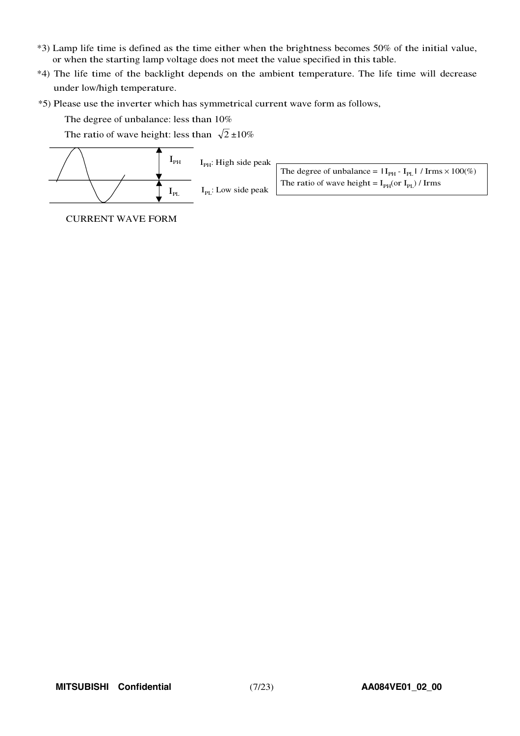*3) Lamp life time is defined as the time either when the brightness becomes 50% of the initial value, or when the starting lamp voltage does not meet the value specified in this table.

*4) The life time of the backlight depends on the ambient temperature. The life time will decrease under low/high temperature.

*5) Please use the inverter which has symmetrical current wave form as follows,

The degree of unbalance: less than 10%

The ratio of wave height: less than $\sqrt{2}$ ±10%

$I_{PH}$

$I_{PL}$

$I_{PH}$: High side peak

$I_{PL}$: Low side peak

The degree of unbalance = $|I_{PH} - I_{PL}|$ / Irms × 100(%)

The ratio of wave height = $I_{PH}$(or $I_{PL}$) / Irms

CURRENT WAVE FORM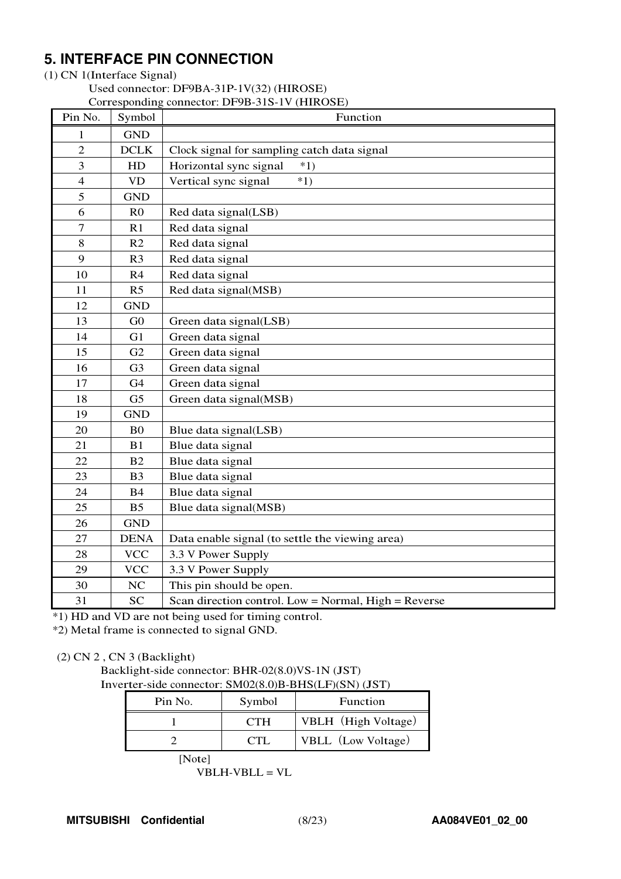## 5. INTERFACE PIN CONNECTION

(1) CN 1(Interface Signal)

Used connector: DF9BA-31P-1V(32) (HIROSE)

Corresponding connector: DF9B-31S-1V (HIROSE)

| Pin No. | Symbol | Function |
|---|---|---|
| 1 | GND | |
| 2 | DCLK | Clock signal for sampling catch data signal |
| 3 | HD | Horizontal sync signal *1) |
| 4 | VD | Vertical sync signal *1) |
| 5 | GND | |
| 6 | R0 | Red data signal(LSB) |
| 7 | R1 | Red data signal |
| 8 | R2 | Red data signal |
| 9 | R3 | Red data signal |
| 10 | R4 | Red data signal |
| 11 | R5 | Red data signal(MSB) |
| 12 | GND | |
| 13 | G0 | Green data signal(LSB) |
| 14 | G1 | Green data signal |
| 15 | G2 | Green data signal |
| 16 | G3 | Green data signal |
| 17 | G4 | Green data signal |
| 18 | G5 | Green data signal(MSB) |
| 19 | GND | |
| 20 | B0 | Blue data signal(LSB) |
| 21 | B1 | Blue data signal |
| 22 | B2 | Blue data signal |
| 23 | B3 | Blue data signal |
| 24 | B4 | Blue data signal |
| 25 | B5 | Blue data signal(MSB) |
| 26 | GND | |
| 27 | DENA | Data enable signal (to settle the viewing area) |
| 28 | VCC | 3.3 V Power Supply |
| 29 | VCC | 3.3 V Power Supply |
| 30 | NC | This pin should be open. |
| 31 | SC | Scan direction control. Low = Normal, High = Reverse |

*1) HD and VD are not being used for timing control.

*2) Metal frame is connected to signal GND.

(2) CN 2 , CN 3 (Backlight)

Backlight-side connector: BHR-02(8.0)VS-1N (JST)

Inverter-side connector: SM02(8.0)B-BHS(LF)(SN) (JST)

| Pin No. | Symbol | Function |
|---|---|---|
| 1 | CTH | VBLH（High Voltage） |
| 2 | CTL | VBLL（Low Voltage） |

[Note]

VBLH-VBLL = VL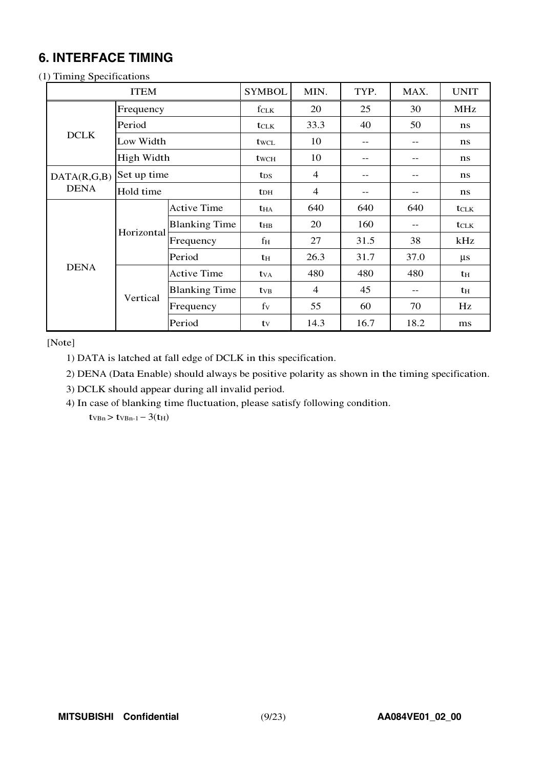## 6. INTERFACE TIMING

(1) Timing Specifications

| ITEM | | | SYMBOL | MIN. | TYP. | MAX. | UNIT |
|---|---|---|---|---|---|---|---|
| DCLK | Frequency | | $f_{CLK}$ | 20 | 25 | 30 | MHz |
| | Period | | $t_{CLK}$ | 33.3 | 40 | 50 | ns |
| | Low Width | | $t_{WCL}$ | 10 | -- | -- | ns |
| | High Width | | $t_{WCH}$ | 10 | -- | -- | ns |
| DATA(R,G,B) DENA | Set up time | | $t_{DS}$ | 4 | -- | -- | ns |
| | Hold time | | $t_{DH}$ | 4 | -- | -- | ns |
| DENA | Horizontal | Active Time | $t_{HA}$ | 640 | 640 | 640 | $t_{CLK}$ |
| | | Blanking Time | $t_{HB}$ | 20 | 160 | -- | $t_{CLK}$ |
| | | Frequency | $f_H$ | 27 | 31.5 | 38 | kHz |
| | | Period | $t_H$ | 26.3 | 31.7 | 37.0 | μs |
| | Vertical | Active Time | $t_{VA}$ | 480 | 480 | 480 | $t_H$ |
| | | Blanking Time | $t_{VB}$ | 4 | 45 | -- | $t_H$ |
| | | Frequency | $f_V$ | 55 | 60 | 70 | Hz |
| | | Period | $t_V$ | 14.3 | 16.7 | 18.2 | ms |

[Note]

1) DATA is latched at fall edge of DCLK in this specification.

2) DENA (Data Enable) should always be positive polarity as shown in the timing specification.

3) DCLK should appear during all invalid period.

4) In case of blanking time fluctuation, please satisfy following condition.

$t_{VBn} > t_{VBn-1} - 3(t_H)$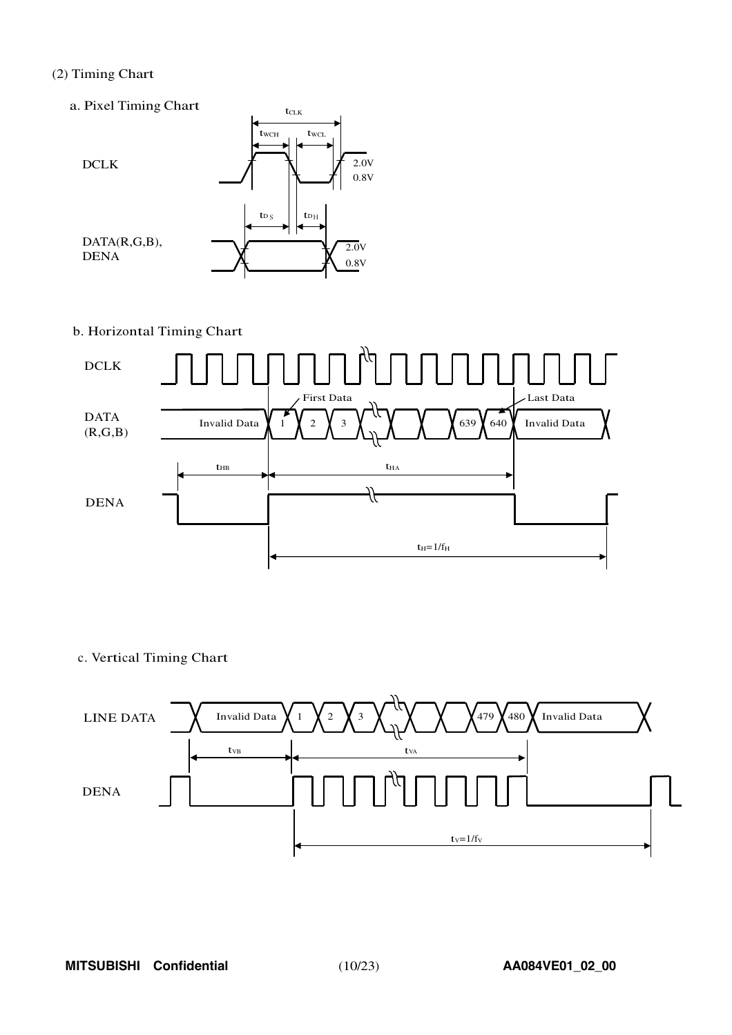(2) Timing Chart

a. Pixel Timing Chart

$t_{CLK}$

$t_{WCH}$ $t_{WCL}$

DCLK

2.0V

0.8V

$t_{DS}$ $t_{DH}$

DATA(R,G,B), DENA

2.0V

0.8V

b. Horizontal Timing Chart

DCLK

First Data

Last Data

DATA (R,G,B)

Invalid Data 1 2 3 639 640 Invalid Data

$t_{HB}$ $t_{HA}$

DENA

$t_H=1/f_H$

c. Vertical Timing Chart

LINE DATA

Invalid Data 1 2 3 479 480 Invalid Data

$t_{VB}$ $t_{VA}$

DENA

$t_V=1/f_V$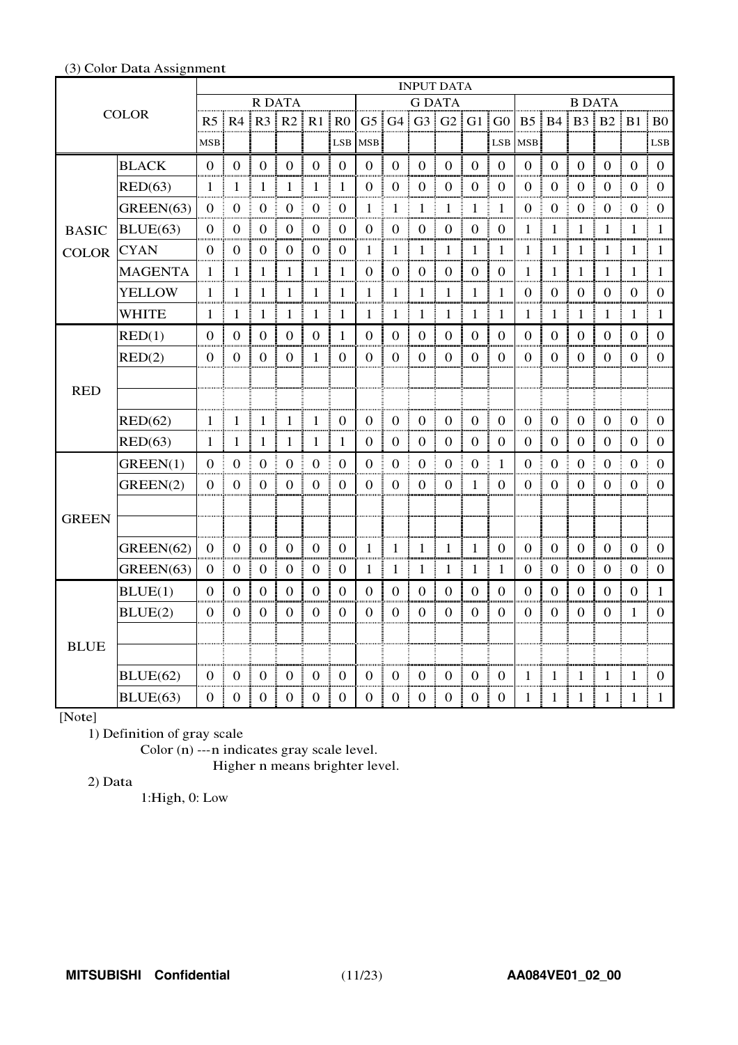(3) Color Data Assignment

| COLOR | | INPUT DATA | | | | | | | | | | | | | | | | | |
|---|---|---|---|---|---|---|---|---|---|---|---|---|---|---|---|---|---|---|---|
| | | R DATA | | | | | | G DATA | | | | | | B DATA | | | | | |
| | | R5 | R4 | R3 | R2 | R1 | R0 | G5 | G4 | G3 | G2 | G1 | G0 | B5 | B4 | B3 | B2 | B1 | B0 |
| | | MSB | | | | | LSB | MSB | | | | | LSB | MSB | | | | | LSB |
| BASIC COLOR | BLACK | 0 | 0 | 0 | 0 | 0 | 0 | 0 | 0 | 0 | 0 | 0 | 0 | 0 | 0 | 0 | 0 | 0 | 0 |
| | RED(63) | 1 | 1 | 1 | 1 | 1 | 1 | 0 | 0 | 0 | 0 | 0 | 0 | 0 | 0 | 0 | 0 | 0 | 0 |
| | GREEN(63) | 0 | 0 | 0 | 0 | 0 | 0 | 1 | 1 | 1 | 1 | 1 | 1 | 0 | 0 | 0 | 0 | 0 | 0 |
| | BLUE(63) | 0 | 0 | 0 | 0 | 0 | 0 | 0 | 0 | 0 | 0 | 0 | 0 | 1 | 1 | 1 | 1 | 1 | 1 |
| | CYAN | 0 | 0 | 0 | 0 | 0 | 0 | 1 | 1 | 1 | 1 | 1 | 1 | 1 | 1 | 1 | 1 | 1 | 1 |
| | MAGENTA | 1 | 1 | 1 | 1 | 1 | 1 | 0 | 0 | 0 | 0 | 0 | 0 | 1 | 1 | 1 | 1 | 1 | 1 |
| | YELLOW | 1 | 1 | 1 | 1 | 1 | 1 | 1 | 1 | 1 | 1 | 1 | 1 | 0 | 0 | 0 | 0 | 0 | 0 |
| | WHITE | 1 | 1 | 1 | 1 | 1 | 1 | 1 | 1 | 1 | 1 | 1 | 1 | 1 | 1 | 1 | 1 | 1 | 1 |
| RED | RED(1) | 0 | 0 | 0 | 0 | 0 | 1 | 0 | 0 | 0 | 0 | 0 | 0 | 0 | 0 | 0 | 0 | 0 | 0 |
| | RED(2) | 0 | 0 | 0 | 0 | 1 | 0 | 0 | 0 | 0 | 0 | 0 | 0 | 0 | 0 | 0 | 0 | 0 | 0 |
| | | | | | | | | | | | | | | | | | | | |
| | | | | | | | | | | | | | | | | | | | |
| | RED(62) | 1 | 1 | 1 | 1 | 1 | 0 | 0 | 0 | 0 | 0 | 0 | 0 | 0 | 0 | 0 | 0 | 0 | 0 |
| | RED(63) | 1 | 1 | 1 | 1 | 1 | 1 | 0 | 0 | 0 | 0 | 0 | 0 | 0 | 0 | 0 | 0 | 0 | 0 |
| GREEN | GREEN(1) | 0 | 0 | 0 | 0 | 0 | 0 | 0 | 0 | 0 | 0 | 0 | 1 | 0 | 0 | 0 | 0 | 0 | 0 |
| | GREEN(2) | 0 | 0 | 0 | 0 | 0 | 0 | 0 | 0 | 0 | 0 | 1 | 0 | 0 | 0 | 0 | 0 | 0 | 0 |
| | | | | | | | | | | | | | | | | | | | |
| | | | | | | | | | | | | | | | | | | | |
| | GREEN(62) | 0 | 0 | 0 | 0 | 0 | 0 | 1 | 1 | 1 | 1 | 1 | 0 | 0 | 0 | 0 | 0 | 0 | 0 |
| | GREEN(63) | 0 | 0 | 0 | 0 | 0 | 0 | 1 | 1 | 1 | 1 | 1 | 1 | 0 | 0 | 0 | 0 | 0 | 0 |
| BLUE | BLUE(1) | 0 | 0 | 0 | 0 | 0 | 0 | 0 | 0 | 0 | 0 | 0 | 0 | 0 | 0 | 0 | 0 | 0 | 1 |
| | BLUE(2) | 0 | 0 | 0 | 0 | 0 | 0 | 0 | 0 | 0 | 0 | 0 | 0 | 0 | 0 | 0 | 0 | 1 | 0 |
| | | | | | | | | | | | | | | | | | | | |
| | | | | | | | | | | | | | | | | | | | |
| | BLUE(62) | 0 | 0 | 0 | 0 | 0 | 0 | 0 | 0 | 0 | 0 | 0 | 0 | 1 | 1 | 1 | 1 | 1 | 0 |
| | BLUE(63) | 0 | 0 | 0 | 0 | 0 | 0 | 0 | 0 | 0 | 0 | 0 | 0 | 1 | 1 | 1 | 1 | 1 | 1 |

[Note]

1) Definition of gray scale

Color (n) ---n indicates gray scale level.
Higher n means brighter level.

2) Data

1:High, 0: Low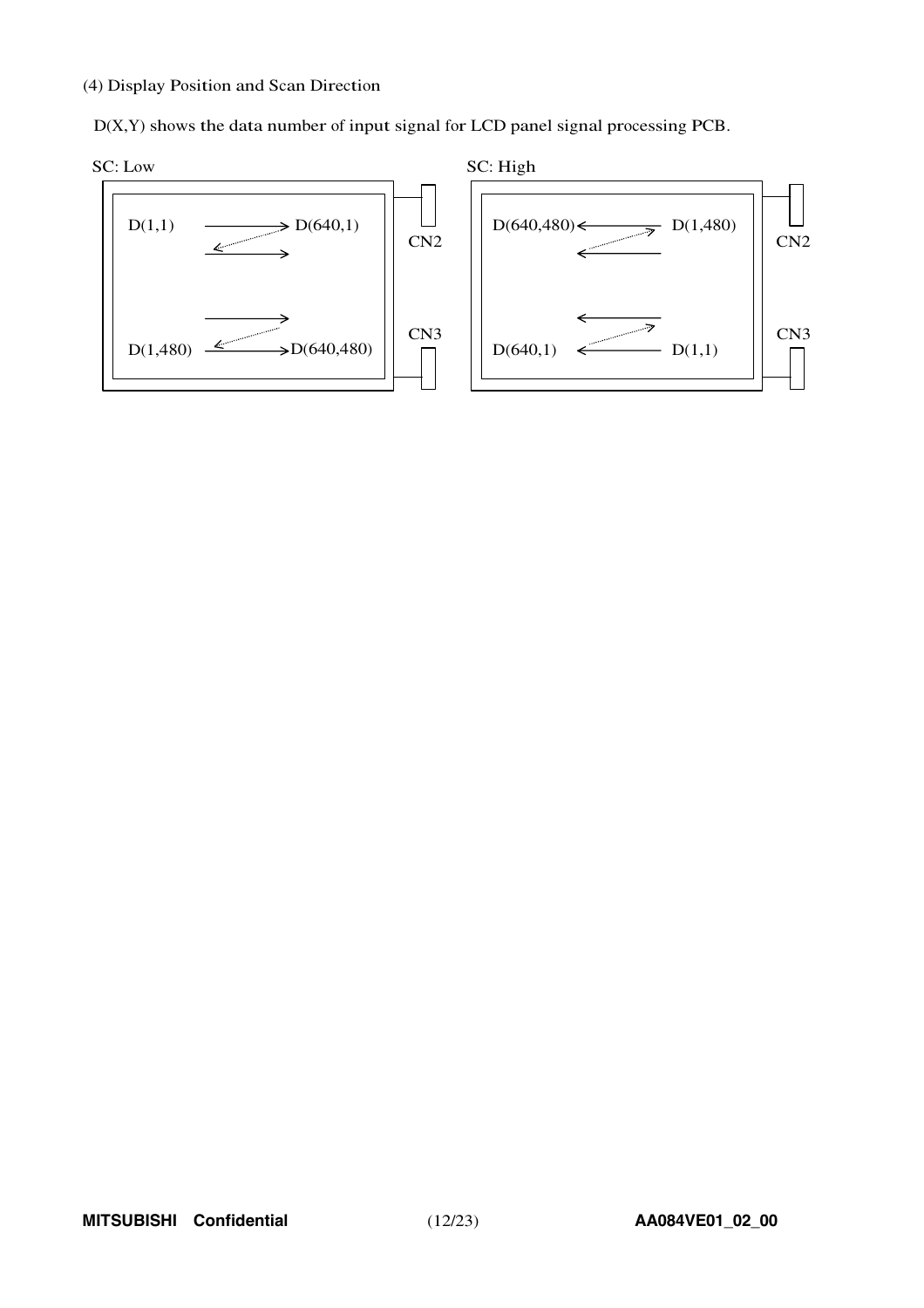(4) Display Position and Scan Direction

D(X,Y) shows the data number of input signal for LCD panel signal processing PCB.

SC: Low

D(1,1)

D(640,1)

D(1,480)

D(640,480)

CN2

CN3

SC: High

D(640,480)

D(1,480)

D(640,1)

D(1,1)

CN2

CN3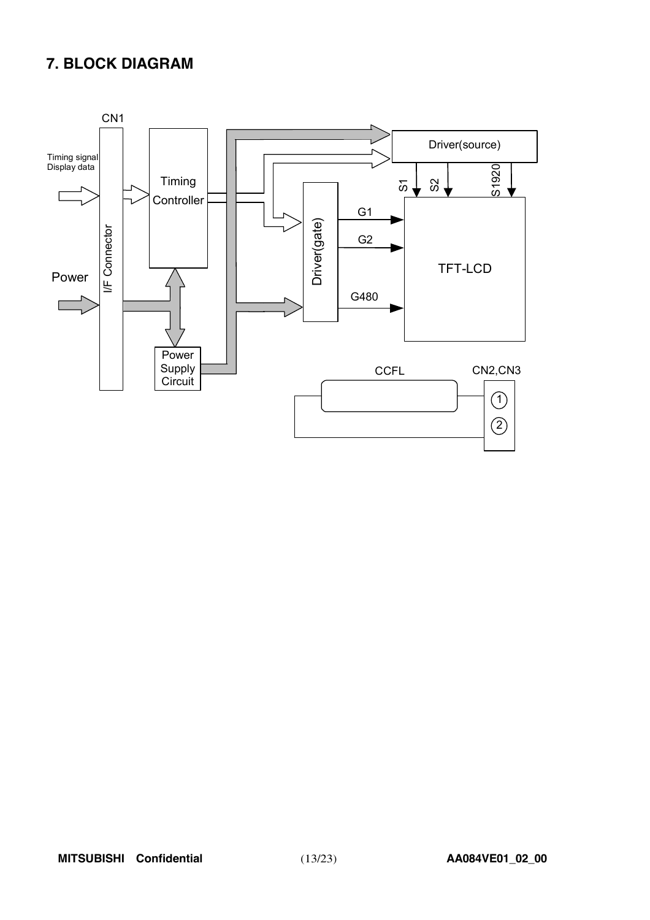# 7. BLOCK DIAGRAM

CN1

Timing signal
Display data

Power

I/F Connector

Timing
Controller

Power
Supply
Circuit

Driver(source)

S1
S2
S1920

Driver(gate)

G1
G2
G480

TFT-LCD

CCFL

CN2,CN3

1
2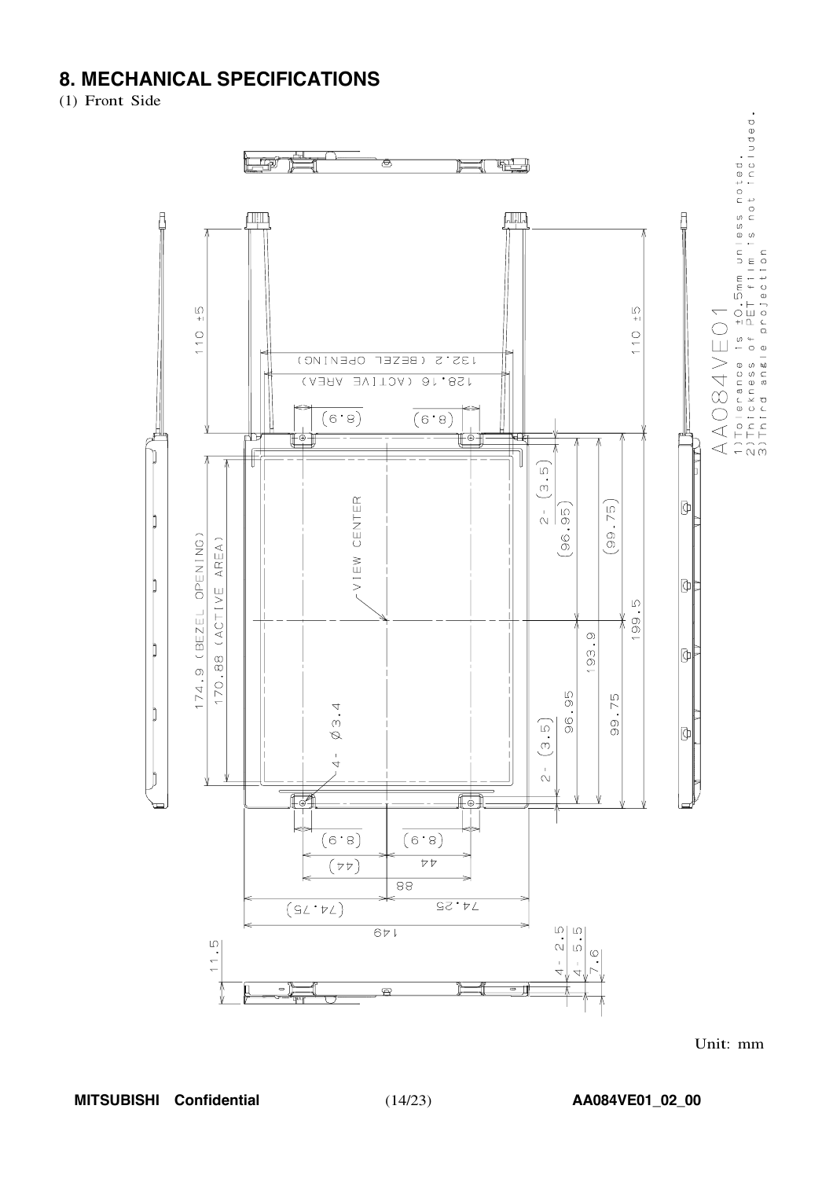# 8. MECHANICAL SPECIFICATIONS

(1) Front Side

AA084VE01

1) Tolerance is ±0.5mm unless noted.
2) Thickness of PET film is not included.
3) Third angle projection

110 ±5

110 ±5

132.2 (BEZEL OPENING)

128.16 (ACTIVE AREA)

(8.9)

(8.9)

2- (3.5)

(96.95)

(99.75)

VIEW CENTER

174.9 (BEZEL OPENING)

170.88 (ACTIVE AREA)

199.5

193.9

96.95

99.75

4- Ø3.4

2- (3.5)

(8.9)

(8.9)

(44)

44

88

(74.75)

74.25

149

11.5

4- 2.5

4- 5.5

7.6

Unit: mm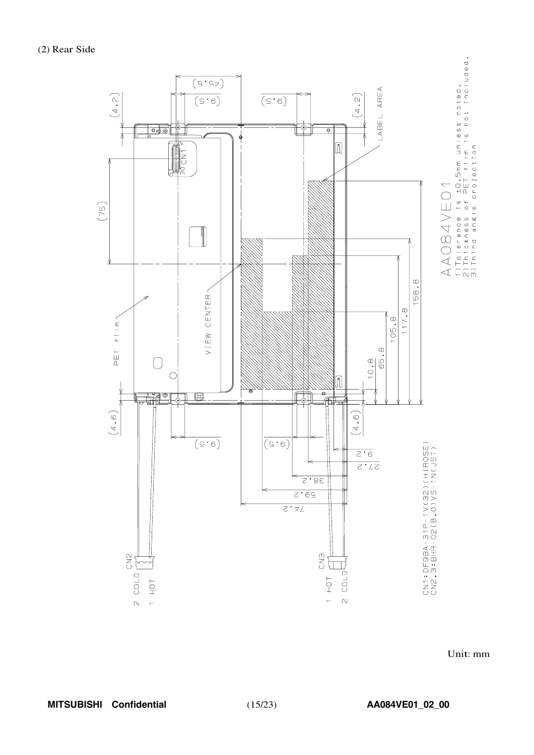(2) Rear Side

(45.5)

(9.5)

(9.5)

(4.2)

(4.2)

LABEL AREA

(75)

30 CN1 1

2

VIEW CENTER

PET film

158.8

117.8

105.8

65.8

10.8

(4.6)

(4.6)

(9.5)

(9.5)

9.2

27.2

38.2

59.2

74.2

CN2

2 COLD

1 HOT

CN3

1 HOT

2 COLD

AA084VE01

1)Tolerance is ±0.5mm unless noted.

2)Thickness of PET film is not included.

3)Third angle projection

CN1:DF9BA-31P-1V(32)(HIROSE)

CN2,3:BHR-02(8.0)VS-1N(JST)

Unit: mm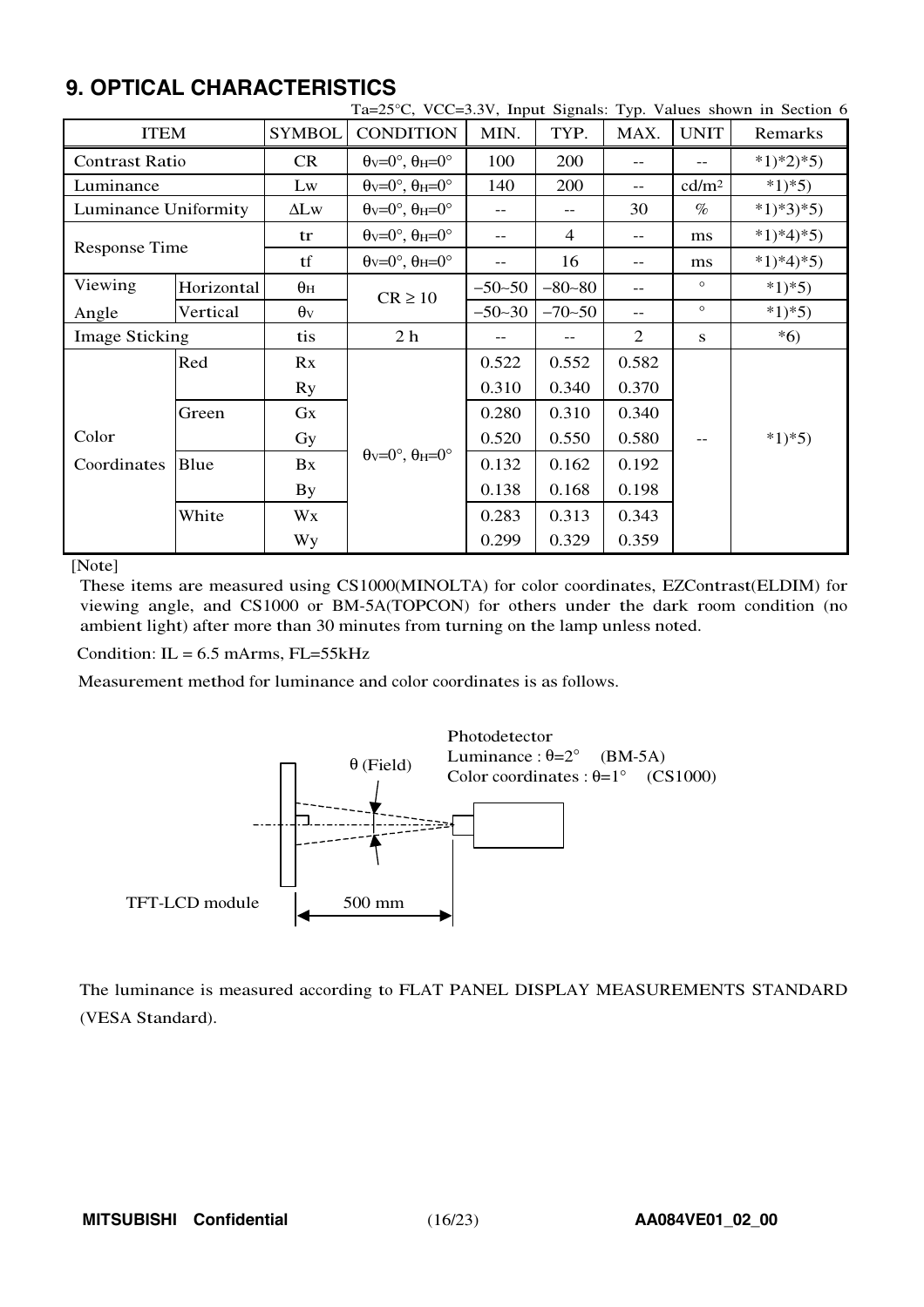## 9. OPTICAL CHARACTERISTICS

Ta=25°C, VCC=3.3V, Input Signals: Typ. Values shown in Section 6

| ITEM | | SYMBOL | CONDITION | MIN. | TYP. | MAX. | UNIT | Remarks |
|---|---|---|---|---|---|---|---|---|
| Contrast Ratio | | CR | $\theta_V$=0°, $\theta_H$=0° | 100 | 200 | -- | -- | *1)*2)*5) |
| Luminance | | Lw | $\theta_V$=0°, $\theta_H$=0° | 140 | 200 | -- | cd/m$^2$ | *1)*5) |
| Luminance Uniformity | | ΔLw | $\theta_V$=0°, $\theta_H$=0° | -- | -- | 30 | % | *1)*3)*5) |
| Response Time | | tr | $\theta_V$=0°, $\theta_H$=0° | -- | 4 | -- | ms | *1)*4)*5) |
| | | tf | $\theta_V$=0°, $\theta_H$=0° | -- | 16 | -- | ms | *1)*4)*5) |
| Viewing Angle | Horizontal | $\theta_H$ | CR ≥ 10 | −50~50 | −80~80 | -- | ° | *1)*5) |
| | Vertical | $\theta_V$ | | −50~30 | −70~50 | -- | ° | *1)*5) |
| Image Sticking | | tis | 2 h | -- | -- | 2 | s | *6) |
| Color Coordinates | Red | Rx | $\theta_V$=0°, $\theta_H$=0° | 0.522 | 0.552 | 0.582 | -- | *1)*5) |
| | | Ry | | 0.310 | 0.340 | 0.370 | | |
| | Green | Gx | | 0.280 | 0.310 | 0.340 | | |
| | | Gy | | 0.520 | 0.550 | 0.580 | | |
| | Blue | Bx | | 0.132 | 0.162 | 0.192 | | |
| | | By | | 0.138 | 0.168 | 0.198 | | |
| | White | Wx | | 0.283 | 0.313 | 0.343 | | |
| | | Wy | | 0.299 | 0.329 | 0.359 | | |

[Note]

These items are measured using CS1000(MINOLTA) for color coordinates, EZContrast(ELDIM) for viewing angle, and CS1000 or BM-5A(TOPCON) for others under the dark room condition (no ambient light) after more than 30 minutes from turning on the lamp unless noted.

Condition: IL = 6.5 mArms, FL=55kHz

Measurement method for luminance and color coordinates is as follows.

Photodetector
Luminance : θ=2° (BM-5A)
Color coordinates : θ=1° (CS1000)
θ (Field)
TFT-LCD module
500 mm

The luminance is measured according to FLAT PANEL DISPLAY MEASUREMENTS STANDARD (VESA Standard).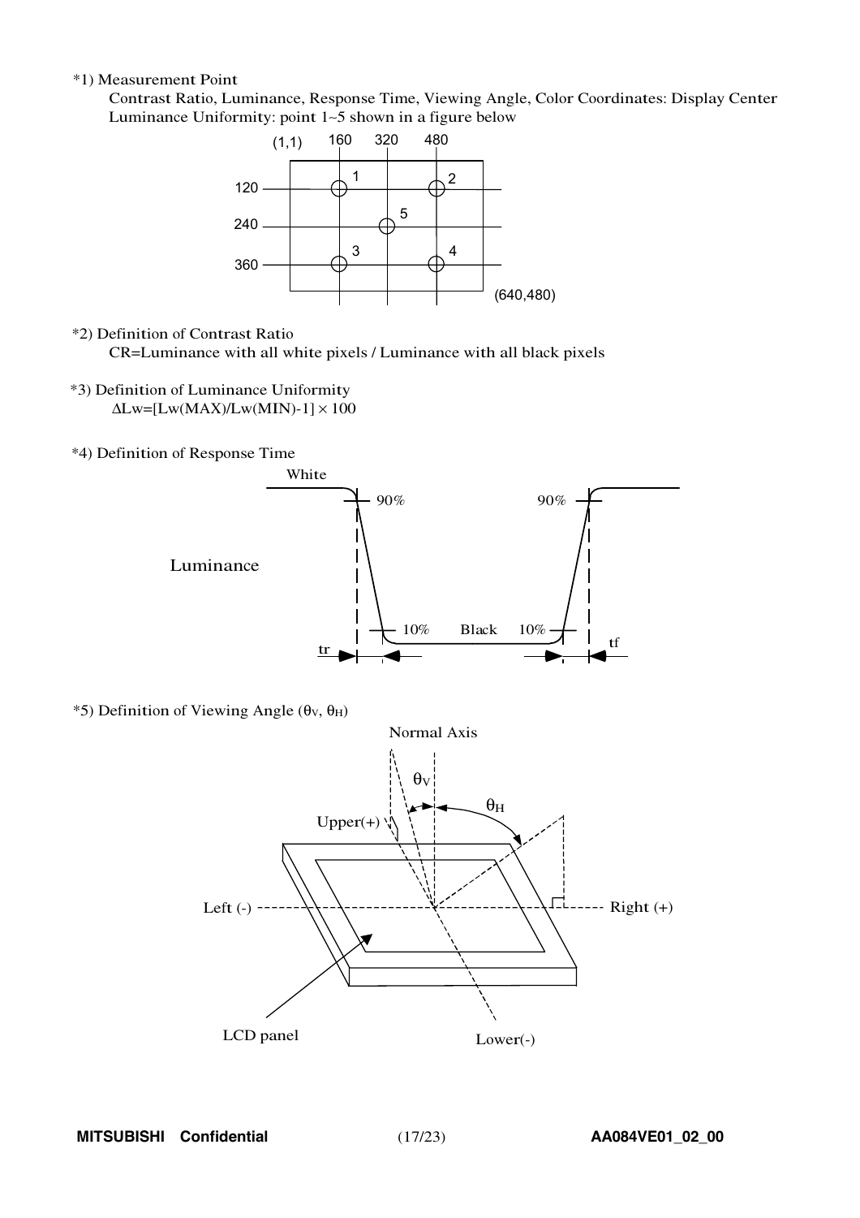*1) Measurement Point

Contrast Ratio, Luminance, Response Time, Viewing Angle, Color Coordinates: Display Center

Luminance Uniformity: point 1~5 shown in a figure below

*2) Definition of Contrast Ratio

CR=Luminance with all white pixels / Luminance with all black pixels

*3) Definition of Luminance Uniformity

$\Delta Lw=[Lw(MAX)/Lw(MIN)-1] \times 100$

*4) Definition of Response Time

*5) Definition of Viewing Angle ($\theta_V$, $\theta_H$)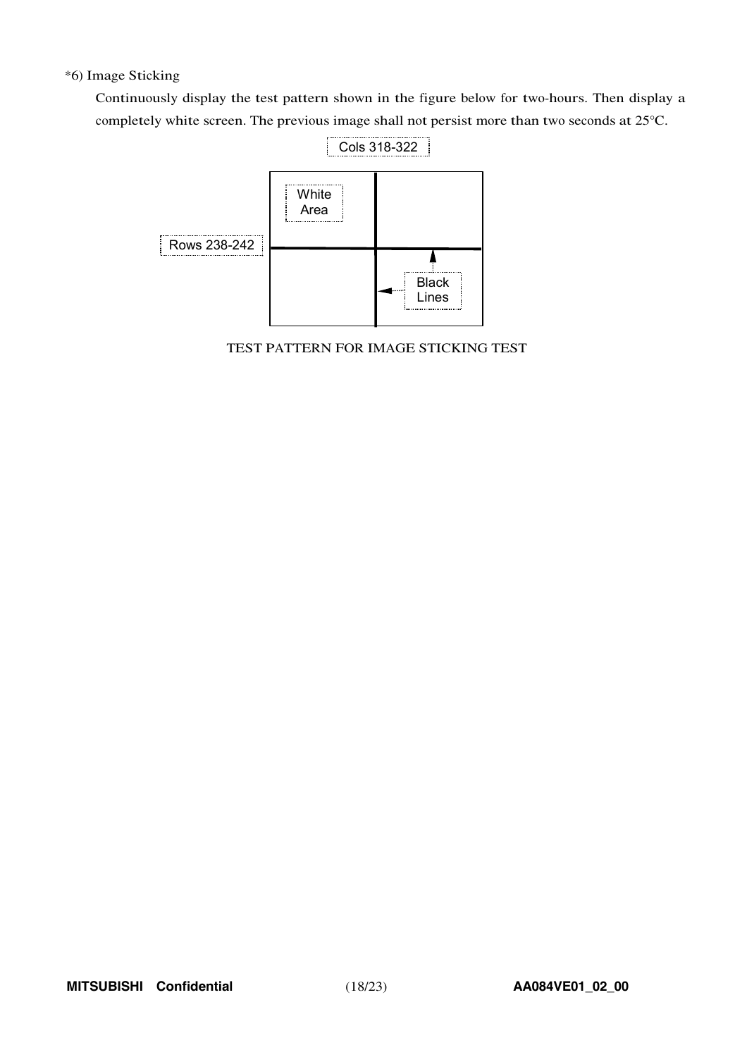*6) Image Sticking

Continuously display the test pattern shown in the figure below for two-hours. Then display a completely white screen. The previous image shall not persist more than two seconds at 25°C.

Cols 318-322

White Area

Rows 238-242

Black Lines

TEST PATTERN FOR IMAGE STICKING TEST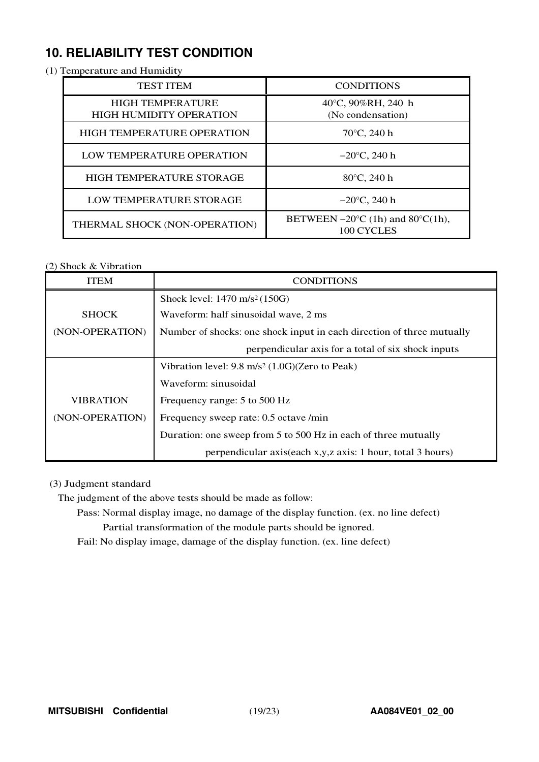## 10. RELIABILITY TEST CONDITION

(1) Temperature and Humidity

| TEST ITEM | CONDITIONS |
|---|---|
| HIGH TEMPERATURE HIGH HUMIDITY OPERATION | 40°C, 90%RH, 240 h (No condensation) |
| HIGH TEMPERATURE OPERATION | 70°C, 240 h |
| LOW TEMPERATURE OPERATION | −20°C, 240 h |
| HIGH TEMPERATURE STORAGE | 80°C, 240 h |
| LOW TEMPERATURE STORAGE | −20°C, 240 h |
| THERMAL SHOCK (NON-OPERATION) | BETWEEN −20°C (1h) and 80°C(1h), 100 CYCLES |

(2) Shock & Vibration

| ITEM | CONDITIONS |
|---|---|
| SHOCK (NON-OPERATION) | Shock level: 1470 $m/s^2$ (150G)<br>Waveform: half sinusoidal wave, 2 ms<br>Number of shocks: one shock input in each direction of three mutually perpendicular axis for a total of six shock inputs |
| VIBRATION (NON-OPERATION) | Vibration level: 9.8 $m/s^2$ (1.0G)(Zero to Peak)<br>Waveform: sinusoidal<br>Frequency range: 5 to 500 Hz<br>Frequency sweep rate: 0.5 octave /min<br>Duration: one sweep from 5 to 500 Hz in each of three mutually perpendicular axis(each x,y,z axis: 1 hour, total 3 hours) |

(3) Judgment standard

The judgment of the above tests should be made as follow:

Pass: Normal display image, no damage of the display function. (ex. no line defect)
Partial transformation of the module parts should be ignored.

Fail: No display image, damage of the display function. (ex. line defect)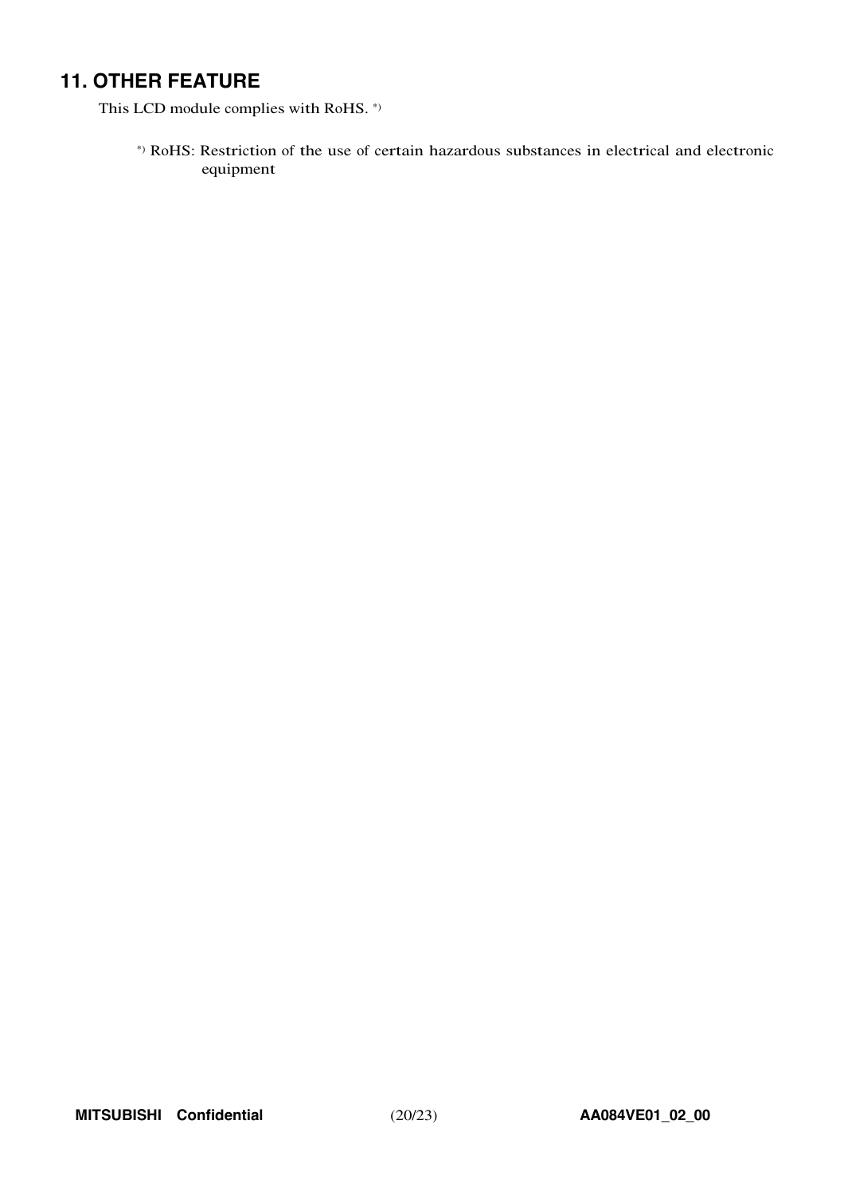## 11. OTHER FEATURE

This LCD module complies with RoHS. *)

*) RoHS: Restriction of the use of certain hazardous substances in electrical and electronic equipment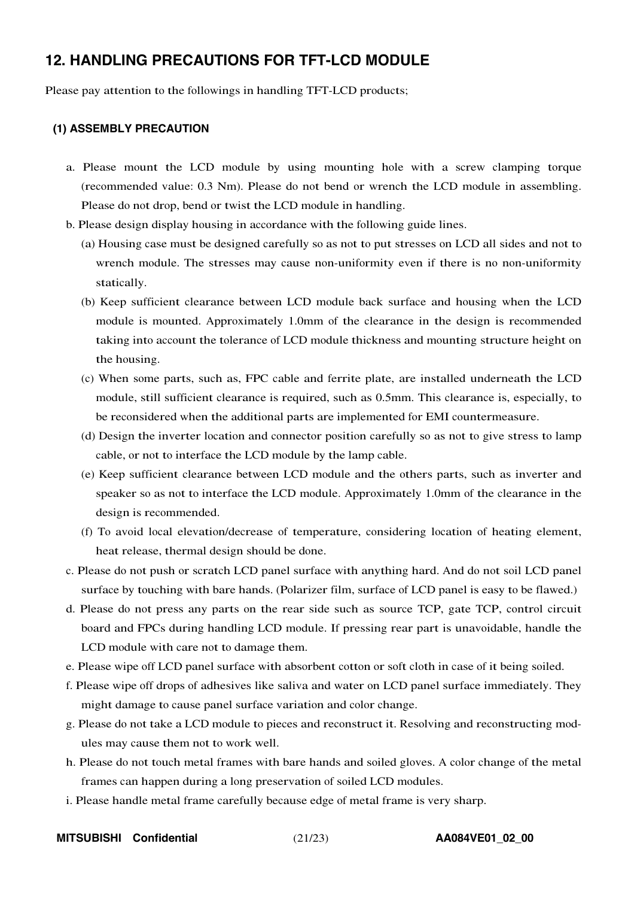## 12. HANDLING PRECAUTIONS FOR TFT-LCD MODULE

Please pay attention to the followings in handling TFT-LCD products;

### (1) ASSEMBLY PRECAUTION

a. Please mount the LCD module by using mounting hole with a screw clamping torque (recommended value: 0.3 Nm). Please do not bend or wrench the LCD module in assembling. Please do not drop, bend or twist the LCD module in handling.

b. Please design display housing in accordance with the following guide lines.

  (a) Housing case must be designed carefully so as not to put stresses on LCD all sides and not to wrench module. The stresses may cause non-uniformity even if there is no non-uniformity statically.

  (b) Keep sufficient clearance between LCD module back surface and housing when the LCD module is mounted. Approximately 1.0mm of the clearance in the design is recommended taking into account the tolerance of LCD module thickness and mounting structure height on the housing.

  (c) When some parts, such as, FPC cable and ferrite plate, are installed underneath the LCD module, still sufficient clearance is required, such as 0.5mm. This clearance is, especially, to be reconsidered when the additional parts are implemented for EMI countermeasure.

  (d) Design the inverter location and connector position carefully so as not to give stress to lamp cable, or not to interface the LCD module by the lamp cable.

  (e) Keep sufficient clearance between LCD module and the others parts, such as inverter and speaker so as not to interface the LCD module. Approximately 1.0mm of the clearance in the design is recommended.

  (f) To avoid local elevation/decrease of temperature, considering location of heating element, heat release, thermal design should be done.

c. Please do not push or scratch LCD panel surface with anything hard. And do not soil LCD panel surface by touching with bare hands. (Polarizer film, surface of LCD panel is easy to be flawed.)

d. Please do not press any parts on the rear side such as source TCP, gate TCP, control circuit board and FPCs during handling LCD module. If pressing rear part is unavoidable, handle the LCD module with care not to damage them.

e. Please wipe off LCD panel surface with absorbent cotton or soft cloth in case of it being soiled.

f. Please wipe off drops of adhesives like saliva and water on LCD panel surface immediately. They might damage to cause panel surface variation and color change.

g. Please do not take a LCD module to pieces and reconstruct it. Resolving and reconstructing modules may cause them not to work well.

h. Please do not touch metal frames with bare hands and soiled gloves. A color change of the metal frames can happen during a long preservation of soiled LCD modules.

i. Please handle metal frame carefully because edge of metal frame is very sharp.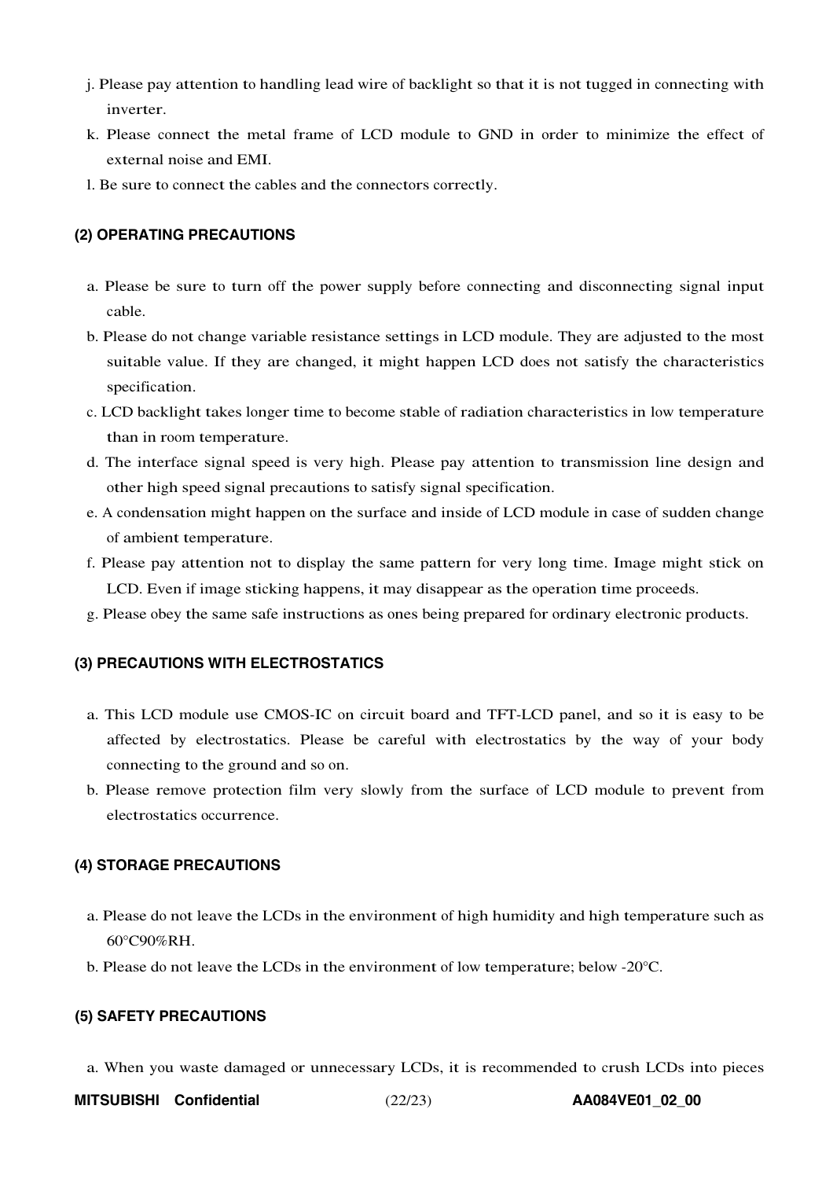j. Please pay attention to handling lead wire of backlight so that it is not tugged in connecting with inverter.

k. Please connect the metal frame of LCD module to GND in order to minimize the effect of external noise and EMI.

l. Be sure to connect the cables and the connectors correctly.

#### (2) OPERATING PRECAUTIONS

a. Please be sure to turn off the power supply before connecting and disconnecting signal input cable.

b. Please do not change variable resistance settings in LCD module. They are adjusted to the most suitable value. If they are changed, it might happen LCD does not satisfy the characteristics specification.

c. LCD backlight takes longer time to become stable of radiation characteristics in low temperature than in room temperature.

d. The interface signal speed is very high. Please pay attention to transmission line design and other high speed signal precautions to satisfy signal specification.

e. A condensation might happen on the surface and inside of LCD module in case of sudden change of ambient temperature.

f. Please pay attention not to display the same pattern for very long time. Image might stick on LCD. Even if image sticking happens, it may disappear as the operation time proceeds.

g. Please obey the same safe instructions as ones being prepared for ordinary electronic products.

#### (3) PRECAUTIONS WITH ELECTROSTATICS

a. This LCD module use CMOS-IC on circuit board and TFT-LCD panel, and so it is easy to be affected by electrostatics. Please be careful with electrostatics by the way of your body connecting to the ground and so on.

b. Please remove protection film very slowly from the surface of LCD module to prevent from electrostatics occurrence.

#### (4) STORAGE PRECAUTIONS

a. Please do not leave the LCDs in the environment of high humidity and high temperature such as 60°C90%RH.

b. Please do not leave the LCDs in the environment of low temperature; below -20°C.

#### (5) SAFETY PRECAUTIONS

a. When you waste damaged or unnecessary LCDs, it is recommended to crush LCDs into pieces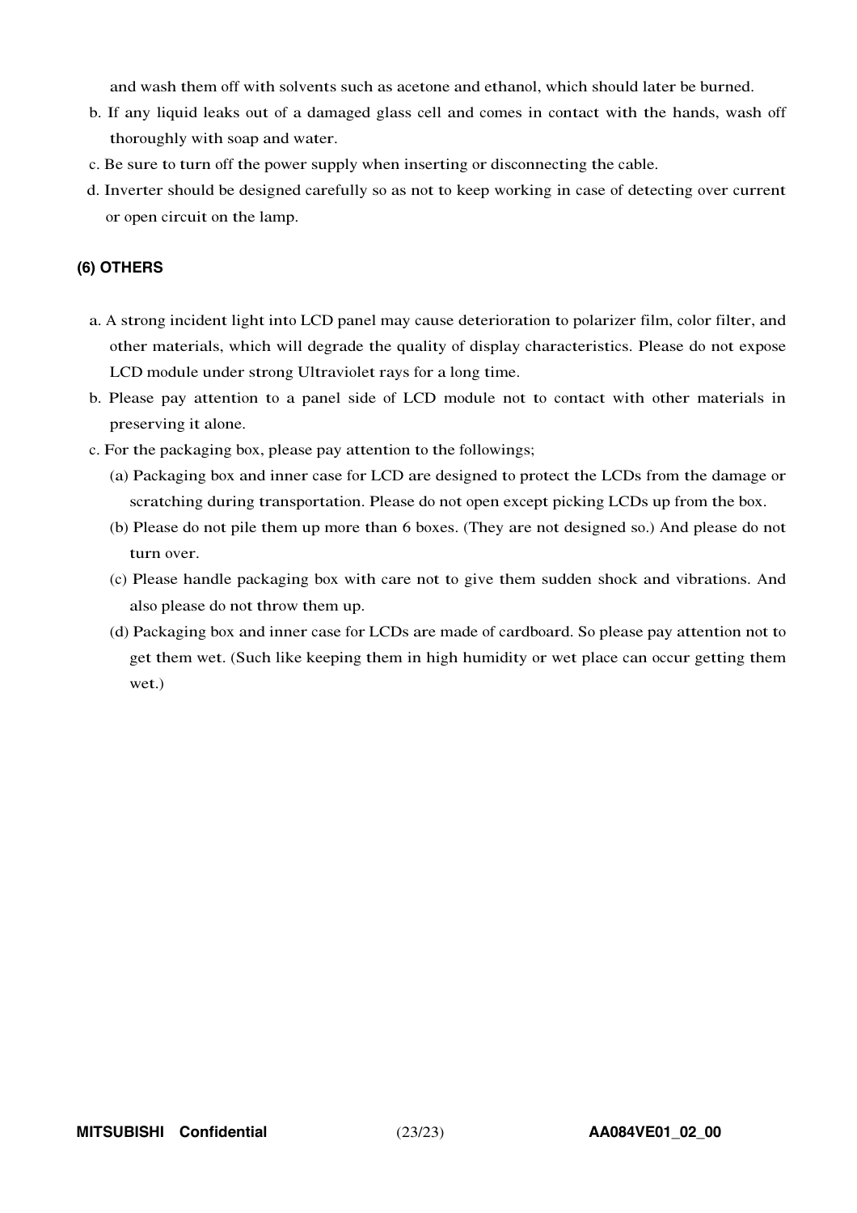and wash them off with solvents such as acetone and ethanol, which should later be burned.

b. If any liquid leaks out of a damaged glass cell and comes in contact with the hands, wash off thoroughly with soap and water.

c. Be sure to turn off the power supply when inserting or disconnecting the cable.

d. Inverter should be designed carefully so as not to keep working in case of detecting over current or open circuit on the lamp.

### (6) OTHERS

a. A strong incident light into LCD panel may cause deterioration to polarizer film, color filter, and other materials, which will degrade the quality of display characteristics. Please do not expose LCD module under strong Ultraviolet rays for a long time.

b. Please pay attention to a panel side of LCD module not to contact with other materials in preserving it alone.

c. For the packaging box, please pay attention to the followings;

(a) Packaging box and inner case for LCD are designed to protect the LCDs from the damage or scratching during transportation. Please do not open except picking LCDs up from the box.

(b) Please do not pile them up more than 6 boxes. (They are not designed so.) And please do not turn over.

(c) Please handle packaging box with care not to give them sudden shock and vibrations. And also please do not throw them up.

(d) Packaging box and inner case for LCDs are made of cardboard. So please pay attention not to get them wet. (Such like keeping them in high humidity or wet place can occur getting them wet.)